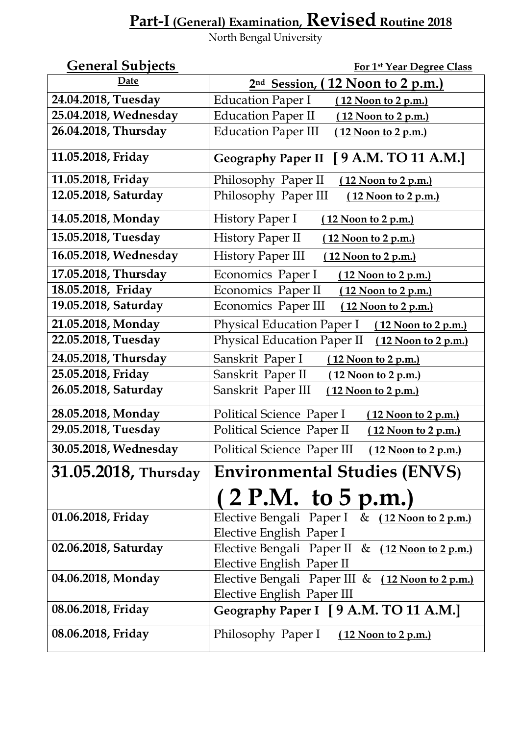# Part-I (General) Examination, Revised Routine 2018

North Bengal University

**General Subjects** **For 1st Year Degree Class**

| Date | 2nd Session, ( 12 Noon to 2 p.m.) |
|---|---|
| **24.04.2018, Tuesday** | Education Paper I **( 12 Noon to 2 p.m.)** |
| **25.04.2018, Wednesday** | Education Paper II **( 12 Noon to 2 p.m.)** |
| **26.04.2018, Thursday** | Education Paper III **( 12 Noon to 2 p.m.)** |
| **11.05.2018, Friday** | **Geography Paper II [ 9 A.M. TO 11 A.M.]** |
| **11.05.2018, Friday** | Philosophy Paper II **( 12 Noon to 2 p.m.)** |
| **12.05.2018, Saturday** | Philosophy Paper III **( 12 Noon to 2 p.m.)** |
| **14.05.2018, Monday** | History Paper I **( 12 Noon to 2 p.m.)** |
| **15.05.2018, Tuesday** | History Paper II **( 12 Noon to 2 p.m.)** |
| **16.05.2018, Wednesday** | History Paper III **( 12 Noon to 2 p.m.)** |
| **17.05.2018, Thursday** | Economics Paper I **( 12 Noon to 2 p.m.)** |
| **18.05.2018, Friday** | Economics Paper II **( 12 Noon to 2 p.m.)** |
| **19.05.2018, Saturday** | Economics Paper III **( 12 Noon to 2 p.m.)** |
| **21.05.2018, Monday** | Physical Education Paper I **( 12 Noon to 2 p.m.)** |
| **22.05.2018, Tuesday** | Physical Education Paper II **( 12 Noon to 2 p.m.)** |
| **24.05.2018, Thursday** | Sanskrit Paper I **( 12 Noon to 2 p.m.)** |
| **25.05.2018, Friday** | Sanskrit Paper II **( 12 Noon to 2 p.m.)** |
| **26.05.2018, Saturday** | Sanskrit Paper III **( 12 Noon to 2 p.m.)** |
| **28.05.2018, Monday** | Political Science Paper I **( 12 Noon to 2 p.m.)** |
| **29.05.2018, Tuesday** | Political Science Paper II **( 12 Noon to 2 p.m.)** |
| **30.05.2018, Wednesday** | Political Science Paper III **( 12 Noon to 2 p.m.)** |
| **31.05.2018, Thursday** | **Environmental Studies (ENVS) ( 2 P.M. to 5 p.m.)** |
| **01.06.2018, Friday** | Elective Bengali Paper I & Elective English Paper I **( 12 Noon to 2 p.m.)** |
| **02.06.2018, Saturday** | Elective Bengali Paper II & Elective English Paper II **( 12 Noon to 2 p.m.)** |
| **04.06.2018, Monday** | Elective Bengali Paper III & Elective English Paper III **( 12 Noon to 2 p.m.)** |
| **08.06.2018, Friday** | **Geography Paper I [ 9 A.M. TO 11 A.M.]** |
| **08.06.2018, Friday** | Philosophy Paper I **( 12 Noon to 2 p.m.)** |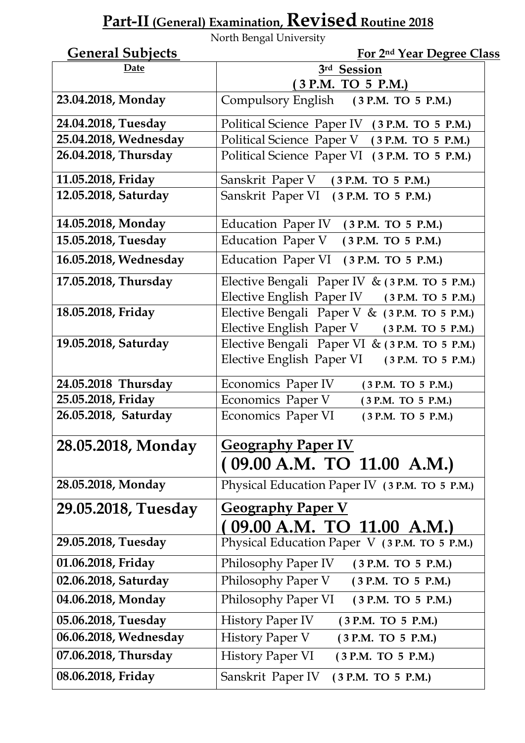# Part-II (General) Examination, Revised Routine 2018

North Bengal University

**General Subjects** **For 2nd Year Degree Class**

| Date | 3rd Session ( 3 P.M. TO 5 P.M.) |
|---|---|
| **23.04.2018, Monday** | Compulsory English **( 3 P.M. TO 5 P.M.)** |
| **24.04.2018, Tuesday** | Political Science Paper IV **( 3 P.M. TO 5 P.M.)** |
| **25.04.2018, Wednesday** | Political Science Paper V **( 3 P.M. TO 5 P.M.)** |
| **26.04.2018, Thursday** | Political Science Paper VI **( 3 P.M. TO 5 P.M.)** |
| **11.05.2018, Friday** | Sanskrit Paper V **( 3 P.M. TO 5 P.M.)** |
| **12.05.2018, Saturday** | Sanskrit Paper VI **( 3 P.M. TO 5 P.M.)** |
| **14.05.2018, Monday** | Education Paper IV **( 3 P.M. TO 5 P.M.)** |
| **15.05.2018, Tuesday** | Education Paper V **( 3 P.M. TO 5 P.M.)** |
| **16.05.2018, Wednesday** | Education Paper VI **( 3 P.M. TO 5 P.M.)** |
| **17.05.2018, Thursday** | Elective Bengali Paper IV & **( 3 P.M. TO 5 P.M.)** Elective English Paper IV **( 3 P.M. TO 5 P.M.)** |
| **18.05.2018, Friday** | Elective Bengali Paper V & **( 3 P.M. TO 5 P.M.)** Elective English Paper V **( 3 P.M. TO 5 P.M.)** |
| **19.05.2018, Saturday** | Elective Bengali Paper VI & **( 3 P.M. TO 5 P.M.)** Elective English Paper VI **( 3 P.M. TO 5 P.M.)** |
| **24.05.2018 Thursday** | Economics Paper IV **( 3 P.M. TO 5 P.M.)** |
| **25.05.2018, Friday** | Economics Paper V **( 3 P.M. TO 5 P.M.)** |
| **26.05.2018, Saturday** | Economics Paper VI **( 3 P.M. TO 5 P.M.)** |
| **28.05.2018, Monday** | **Geography Paper IV ( 09.00 A.M. TO 11.00 A.M.)** |
| **28.05.2018, Monday** | Physical Education Paper IV **( 3 P.M. TO 5 P.M.)** |
| **29.05.2018, Tuesday** | **Geography Paper V ( 09.00 A.M. TO 11.00 A.M.)** |
| **29.05.2018, Tuesday** | Physical Education Paper V **( 3 P.M. TO 5 P.M.)** |
| **01.06.2018, Friday** | Philosophy Paper IV **( 3 P.M. TO 5 P.M.)** |
| **02.06.2018, Saturday** | Philosophy Paper V **( 3 P.M. TO 5 P.M.)** |
| **04.06.2018, Monday** | Philosophy Paper VI **( 3 P.M. TO 5 P.M.)** |
| **05.06.2018, Tuesday** | History Paper IV **( 3 P.M. TO 5 P.M.)** |
| **06.06.2018, Wednesday** | History Paper V **( 3 P.M. TO 5 P.M.)** |
| **07.06.2018, Thursday** | History Paper VI **( 3 P.M. TO 5 P.M.)** |
| **08.06.2018, Friday** | Sanskrit Paper IV **( 3 P.M. TO 5 P.M.)** |